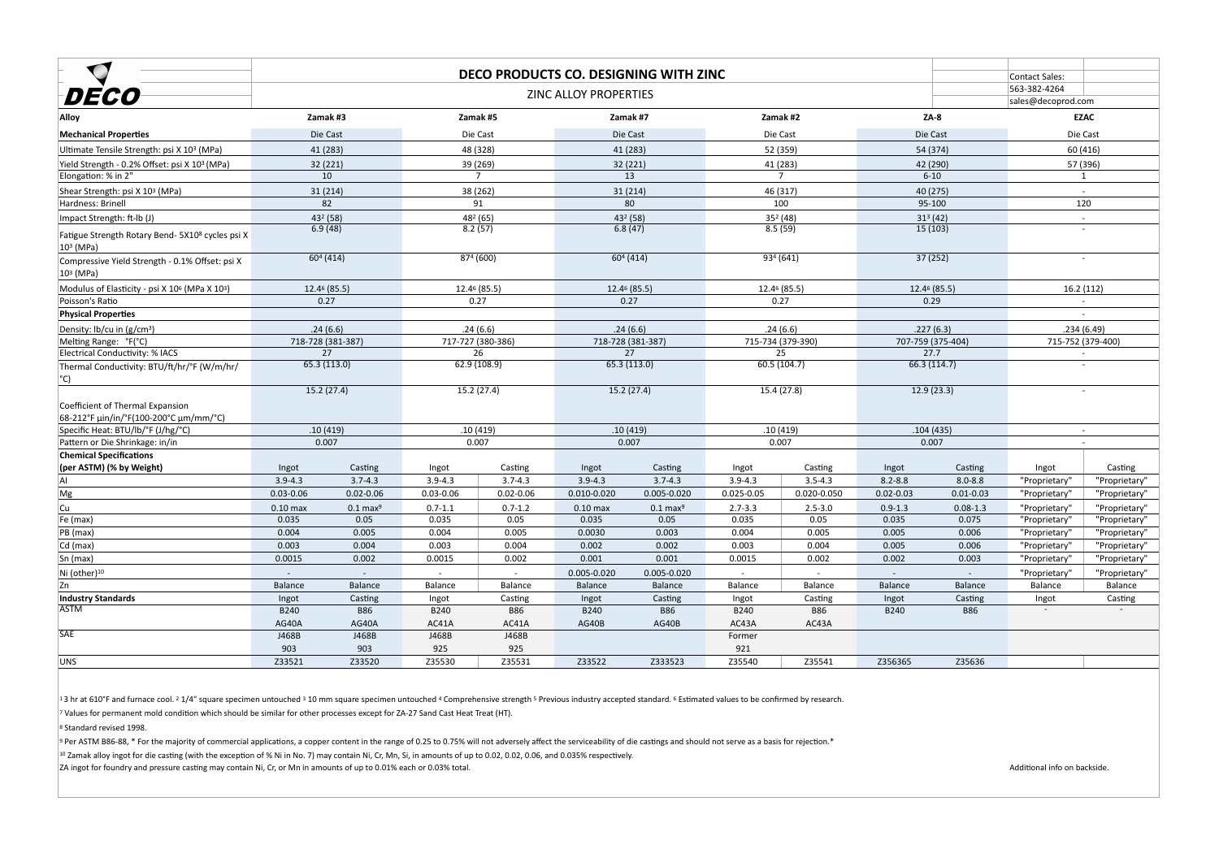# DECO PRODUCTS CO. DESIGNING WITH ZINC

## ZINC ALLOY PROPERTIES

Contact Sales:
563-382-4264
sales@decoprod.com

| Alloy | Zamak #3 | | Zamak #5 | | Zamak #7 | | Zamak #2 | | ZA-8 | | EZAC | |
|---|---|---|---|---|---|---|---|---|---|---|---|---|
| **Mechanical Properties** | Die Cast | | Die Cast | | Die Cast | | Die Cast | | Die Cast | | Die Cast | |
| Ultimate Tensile Strength: psi X $10^3$ (MPa) | 41 (283) | | 48 (328) | | 41 (283) | | 52 (359) | | 54 (374) | | 60 (416) | |
| Yield Strength - 0.2% Offset: psi X $10^3$ (MPa) | 32 (221) | | 39 (269) | | 32 (221) | | 41 (283) | | 42 (290) | | 57 (396) | |
| Elongation: % in 2" | 10 | | 7 | | 13 | | 7 | | 6-10 | | 1 | |
| Shear Strength: psi X $10^3$ (MPa) | 31 (214) | | 38 (262) | | 31 (214) | | 46 (317) | | 40 (275) | | - | |
| Hardness: Brinell | 82 | | 91 | | 80 | | 100 | | 95-100 | | 120 | |
| Impact Strength: ft-lb (J) | 43[2] (58) | | 48[2] (65) | | 43[2] (58) | | 35[2] (48) | | 31[3] (42) | | - | |
| Fatigue Strength Rotary Bend- $5X10^8$ cycles psi X $10^3$ (MPa) | 6.9 (48) | | 8.2 (57) | | 6.8 (47) | | 8.5 (59) | | 15 (103) | | - | |
| Compressive Yield Strength - 0.1% Offset: psi X $10^3$ (MPa) | 60[4] (414) | | 87[4] (600) | | 60[4] (414) | | 93[4] (641) | | 37 (252) | | - | |
| Modulus of Elasticity - psi X $10^6$ (MPa X $10^3$) | 12.4[6] (85.5) | | 12.4[6] (85.5) | | 12.4[6] (85.5) | | 12.4[6] (85.5) | | 12.4[6] (85.5) | | 16.2 (112) | |
| Poisson's Ratio | 0.27 | | 0.27 | | 0.27 | | 0.27 | | 0.29 | | - | |
| **Physical Properties** | | | | | | | | | | | - | |
| Density: lb/cu in (g/cm³) | .24 (6.6) | | .24 (6.6) | | .24 (6.6) | | .24 (6.6) | | .227 (6.3) | | .234 (6.49) | |
| Melting Range: °F(°C) | 718-728 (381-387) | | 717-727 (380-386) | | 718-728 (381-387) | | 715-734 (379-390) | | 707-759 (375-404) | | 715-752 (379-400) | |
| Electrical Conductivity: % IACS | 27 | | 26 | | 27 | | 25 | | 27.7 | | - | |
| Thermal Conductivity: BTU/ft/hr/°F (W/m/hr/°C) | 65.3 (113.0) | | 62.9 (108.9) | | 65.3 (113.0) | | 60.5 (104.7) | | 66.3 (114.7) | | - | |
| Coefficient of Thermal Expansion 68-212°F µin/in/°F(100-200°C µm/mm/°C) | 15.2 (27.4) | | 15.2 (27.4) | | 15.2 (27.4) | | 15.4 (27.8) | | 12.9 (23.3) | | - | |
| Specific Heat: BTU/lb/°F (J/hg/°C) | .10 (419) | | .10 (419) | | .10 (419) | | .10 (419) | | .104 (435) | | - | |
| Pattern or Die Shrinkage: in/in | 0.007 | | 0.007 | | 0.007 | | 0.007 | | 0.007 | | - | |
| **Chemical Specifications (per ASTM) (% by Weight)** | Ingot | Casting | Ingot | Casting | Ingot | Casting | Ingot | Casting | Ingot | Casting | Ingot | Casting |
| Al | 3.9-4.3 | 3.7-4.3 | 3.9-4.3 | 3.7-4.3 | 3.9-4.3 | 3.7-4.3 | 3.9-4.3 | 3.5-4.3 | 8.2-8.8 | 8.0-8.8 | "Proprietary" | "Proprietary" |
| Mg | 0.03-0.06 | 0.02-0.06 | 0.03-0.06 | 0.02-0.06 | 0.010-0.020 | 0.005-0.020 | 0.025-0.05 | 0.020-0.050 | 0.02-0.03 | 0.01-0.03 | "Proprietary" | "Proprietary" |
| Cu | 0.10 max | 0.1 max[9] | 0.7-1.1 | 0.7-1.2 | 0.10 max | 0.1 max[9] | 2.7-3.3 | 2.5-3.0 | 0.9-1.3 | 0.08-1.3 | "Proprietary" | "Proprietary" |
| Fe (max) | 0.035 | 0.05 | 0.035 | 0.05 | 0.035 | 0.05 | 0.035 | 0.05 | 0.035 | 0.075 | "Proprietary" | "Proprietary" |
| PB (max) | 0.004 | 0.005 | 0.004 | 0.005 | 0.0030 | 0.003 | 0.004 | 0.005 | 0.005 | 0.006 | "Proprietary" | "Proprietary" |
| Cd (max) | 0.003 | 0.004 | 0.003 | 0.004 | 0.002 | 0.002 | 0.003 | 0.004 | 0.005 | 0.006 | "Proprietary" | "Proprietary" |
| Sn (max) | 0.0015 | 0.002 | 0.0015 | 0.002 | 0.001 | 0.001 | 0.0015 | 0.002 | 0.002 | 0.003 | "Proprietary" | "Proprietary" |
| Ni (other)[10] | - | - | - | - | 0.005-0.020 | 0.005-0.020 | - | - | - | - | "Proprietary" | "Proprietary" |
| Zn | Balance | Balance | Balance | Balance | Balance | Balance | Balance | Balance | Balance | Balance | Balance | Balance |
| **Industry Standards** | Ingot | Casting | Ingot | Casting | Ingot | Casting | Ingot | Casting | Ingot | Casting | Ingot | Casting |
| ASTM | B240 | B86 | B240 | B86 | B240 | B86 | B240 | B86 | B240 | B86 | - | - |
| | AG40A | AG40A | AC41A | AC41A | AG40B | AG40B | AC43A | AC43A | | | | |
| SAE | J468B | J468B | J468B | J468B | | | Former | | | | | |
| | 903 | 903 | 925 | 925 | | | 921 | | | | | |
| UNS | Z33521 | Z33520 | Z35530 | Z35531 | Z33522 | Z333523 | Z35540 | Z35541 | Z356365 | Z35636 | | |

[1] 3 hr at 610°F and furnace cool. [2] 1/4" square specimen untouched [3] 10 mm square specimen untouched [4] Comprehensive strength [5] Previous industry accepted standard. [6] Estimated values to be confirmed by research.

[7] Values for permanent mold condition which should be similar for other processes except for ZA-27 Sand Cast Heat Treat (HT).

[8] Standard revised 1998.

[9] Per ASTM B86-88, * For the majority of commercial applications, a copper content in the range of 0.25 to 0.75% will not adversely affect the serviceability of die castings and should not serve as a basis for rejection.*

[10] Zamak alloy ingot for die casting (with the exception of % Ni in No. 7) may contain Ni, Cr, Mn, Si, in amounts of up to 0.02, 0.02, 0.06, and 0.035% respectively.

ZA ingot for foundry and pressure casting may contain Ni, Cr, or Mn in amounts of up to 0.01% each or 0.03% total.

Additional info on backside.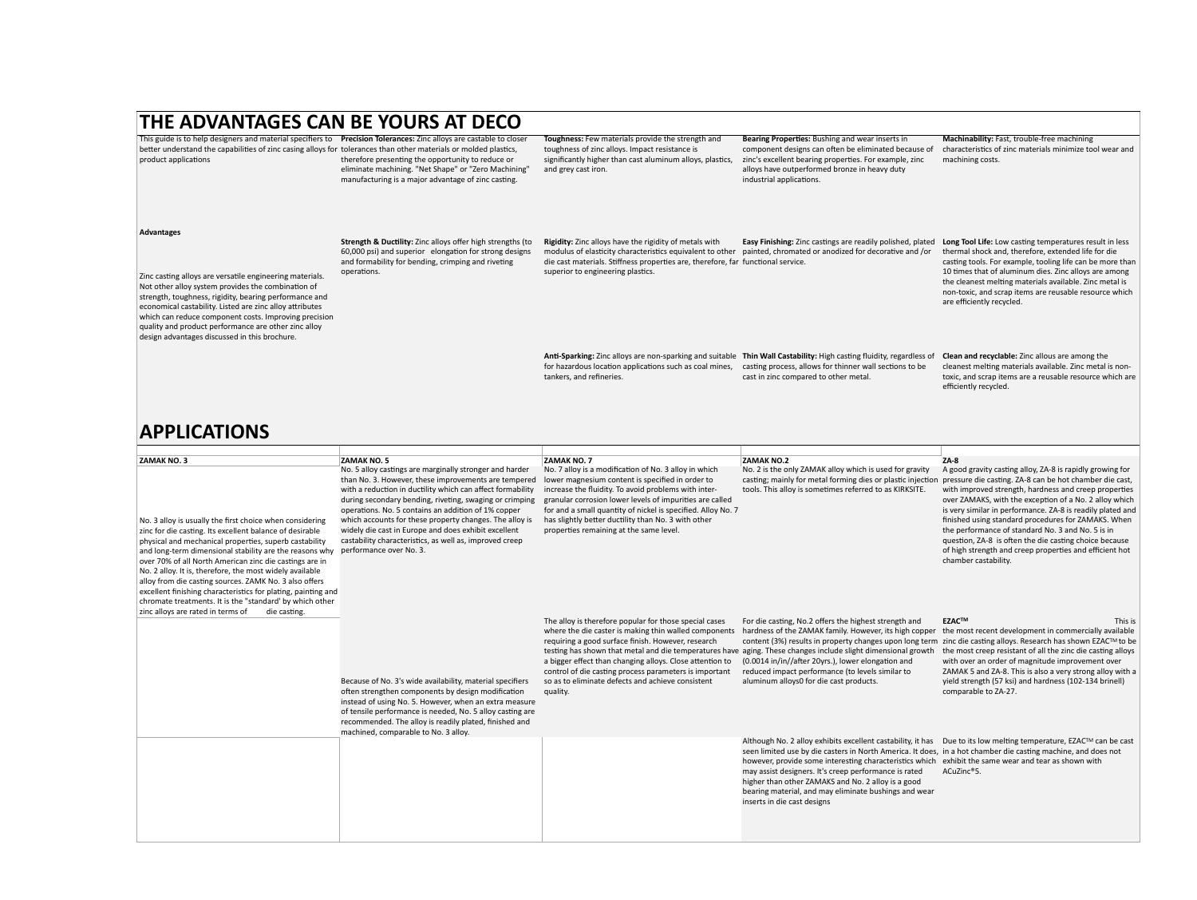# THE ADVANTAGES CAN BE YOURS AT DECO

This guide is to help designers and material specifiers to better understand the capabilities of zinc casing alloys for product applications

**Precision Tolerances:** Zinc alloys are castable to closer tolerances than other materials or molded plastics, therefore presenting the opportunity to reduce or eliminate machining. "Net Shape" or "Zero Machining" manufacturing is a major advantage of zinc casting.

**Toughness:** Few materials provide the strength and toughness of zinc alloys. Impact resistance is significantly higher than cast aluminum alloys, plastics, and grey cast iron.

**Bearing Properties:** Bushing and wear inserts in component designs can often be eliminated because of zinc's excellent bearing properties. For example, zinc alloys have outperformed bronze in heavy duty industrial applications.

**Machinability:** Fast, trouble-free machining characteristics of zinc materials minimize tool wear and machining costs.

**Advantages**

Zinc casting alloys are versatile engineering materials. Not other alloy system provides the combination of strength, toughness, rigidity, bearing performance and economical castability. Listed are zinc alloy attributes which can reduce component costs. Improving precision quality and product performance are other zinc alloy design advantages discussed in this brochure.

**Strength & Ductility:** Zinc alloys offer high strengths (to 60,000 psi) and superior elongation for strong designs and formability for bending, crimping and riveting operations.

**Rigidity:** Zinc alloys have the rigidity of metals with modulus of elasticity characteristics equivalent to other die cast materials. Stiffness properties are, therefore, far superior to engineering plastics.

**Easy Finishing:** Zinc castings are readily polished, plated painted, chromated or anodized for decorative and /or functional service.

**Long Tool Life:** Low casting temperatures result in less thermal shock and, therefore, extended life for die casting tools. For example, tooling life can be more than 10 times that of aluminum dies. Zinc alloys are among the cleanest melting materials available. Zinc metal is non-toxic, and scrap items are reusable resource which are efficiently recycled.

**Anti-Sparking:** Zinc alloys are non-sparking and suitable for hazardous location applications such as coal mines, tankers, and refineries.

**Thin Wall Castability:** High casting fluidity, regardless of casting process, allows for thinner wall sections to be cast in zinc compared to other metal.

**Clean and recyclable:** Zinc allous are among the cleanest melting materials available. Zinc metal is non-toxic, and scrap items are a reusable resource which are efficiently recycled.

# APPLICATIONS

| ZAMAK NO. 3 | ZAMAK NO. 5 | ZAMAK NO. 7 | ZAMAK NO.2 | ZA-8 |
|---|---|---|---|---|
| No. 3 alloy is usually the first choice when considering zinc for die casting. Its excellent balance of desirable physical and mechanical properties, superb castability and long-term dimensional stability are the reasons why over 70% of all North American zinc die castings are in No. 2 alloy. It is, therefore, the most widely available alloy from die casting sources. ZAMK No. 3 also offers excellent finishing characteristics for plating, painting and chromate treatments. It is the "standard' by which other zinc alloys are rated in terms of die casting. | No. 5 alloy castings are marginally stronger and harder than No. 3. However, these improvements are tempered with a reduction in ductility which can affect formability during secondary bending, riveting, swaging or crimping operations. No. 5 contains an addition of 1% copper which accounts for these property changes. The alloy is widely die cast in Europe and does exhibit excellent castability characteristics, as well as, improved creep performance over No. 3. | No. 7 alloy is a modification of No. 3 alloy in which lower magnesium content is specified in order to increase the fluidity. To avoid problems with inter-granular corrosion lower levels of impurities are called for and a small quantity of nickel is specified. Alloy No. 7 has slightly better ductility than No. 3 with other properties remaining at the same level. | No. 2 is the only ZAMAK alloy which is used for gravity casting; mainly for metal forming dies or plastic injection tools. This alloy is sometimes referred to as KIRKSITE. | A good gravity casting alloy, ZA-8 is rapidly growing for pressure die casting. ZA-8 can be hot chamber die cast, with improved strength, hardness and creep properties over ZAMAKS, with the exception of a No. 2 alloy which is very similar in performance. ZA-8 is readily plated and finished using standard procedures for ZAMAKS. When the performance of standard No. 3 and No. 5 is in question, ZA-8 is often the die casting choice because of high strength and creep properties and efficient hot chamber castability. |
| | Because of No. 3's wide availability, material specifiers often strengthen components by design modification instead of using No. 5. However, when an extra measure of tensile performance is needed, No. 5 alloy casting are recommended. The alloy is readily plated, finished and machined, comparable to No. 3 alloy. | The alloy is therefore popular for those special cases where the die caster is making thin walled components requiring a good surface finish. However, research testing has shown that metal and die temperatures have a bigger effect than changing alloys. Close attention to control of die casting process parameters is important so as to eliminate defects and achieve consistent quality. | For die casting, No.2 offers the highest strength and hardness of the ZAMAK family. However, its high copper content (3%) results in property changes upon long term aging. These changes include slight dimensional growth (0.0014 in/in//after 20yrs.), lower elongation and reduced impact performance (to levels similar to aluminum alloys0 for die cast products. | **EZAC™** This is the most recent development in commercially available zinc die casting alloys. Research has shown EZAC™ to be the most creep resistant of all the zinc die casting alloys with over an order of magnitude improvement over ZAMAK 5 and ZA-8. This is also a very strong alloy with a yield strength (57 ksi) and hardness (102-134 brinell) comparable to ZA-27. |
| | | | Although No. 2 alloy exhibits excellent castability, it has seen limited use by die casters in North America. It does, however, provide some interesting characteristics which may assist designers. It's creep performance is rated higher than other ZAMAKS and No. 2 alloy is a good bearing material, and may eliminate bushings and wear inserts in die cast designs | Due to its low melting temperature, EZAC™ can be cast in a hot chamber die casting machine, and does not exhibit the same wear and tear as shown with ACuZinc®5. |